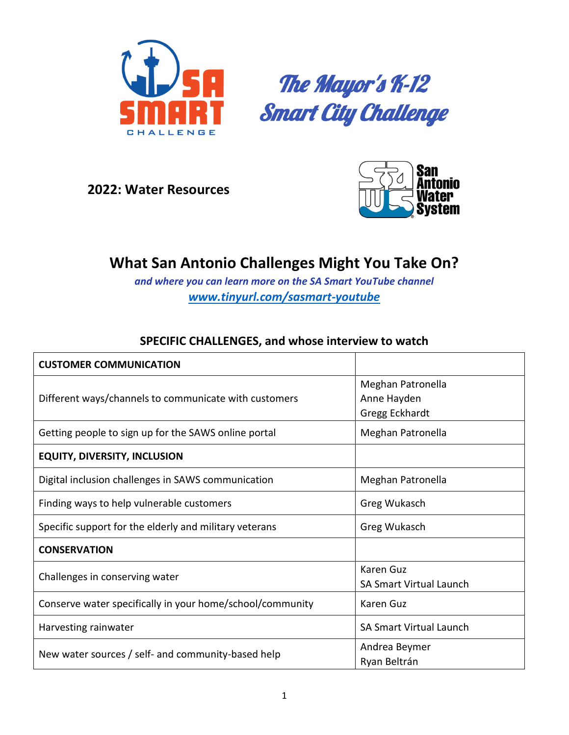# The Mayor's K-12 Smart City Challenge

**2022: Water Resources**

## What San Antonio Challenges Might You Take On?

***and where you can learn more on the SA Smart YouTube channel***

***www.tinyurl.com/sasmart-youtube***

### SPECIFIC CHALLENGES, and whose interview to watch

| **CUSTOMER COMMUNICATION** | |
|---|---|
| Different ways/channels to communicate with customers | Meghan Patronella<br>Anne Hayden<br>Gregg Eckhardt |
| Getting people to sign up for the SAWS online portal | Meghan Patronella |
| **EQUITY, DIVERSITY, INCLUSION** | |
| Digital inclusion challenges in SAWS communication | Meghan Patronella |
| Finding ways to help vulnerable customers | Greg Wukasch |
| Specific support for the elderly and military veterans | Greg Wukasch |
| **CONSERVATION** | |
| Challenges in conserving water | Karen Guz<br>SA Smart Virtual Launch |
| Conserve water specifically in your home/school/community | Karen Guz |
| Harvesting rainwater | SA Smart Virtual Launch |
| New water sources / self- and community-based help | Andrea Beymer<br>Ryan Beltrán |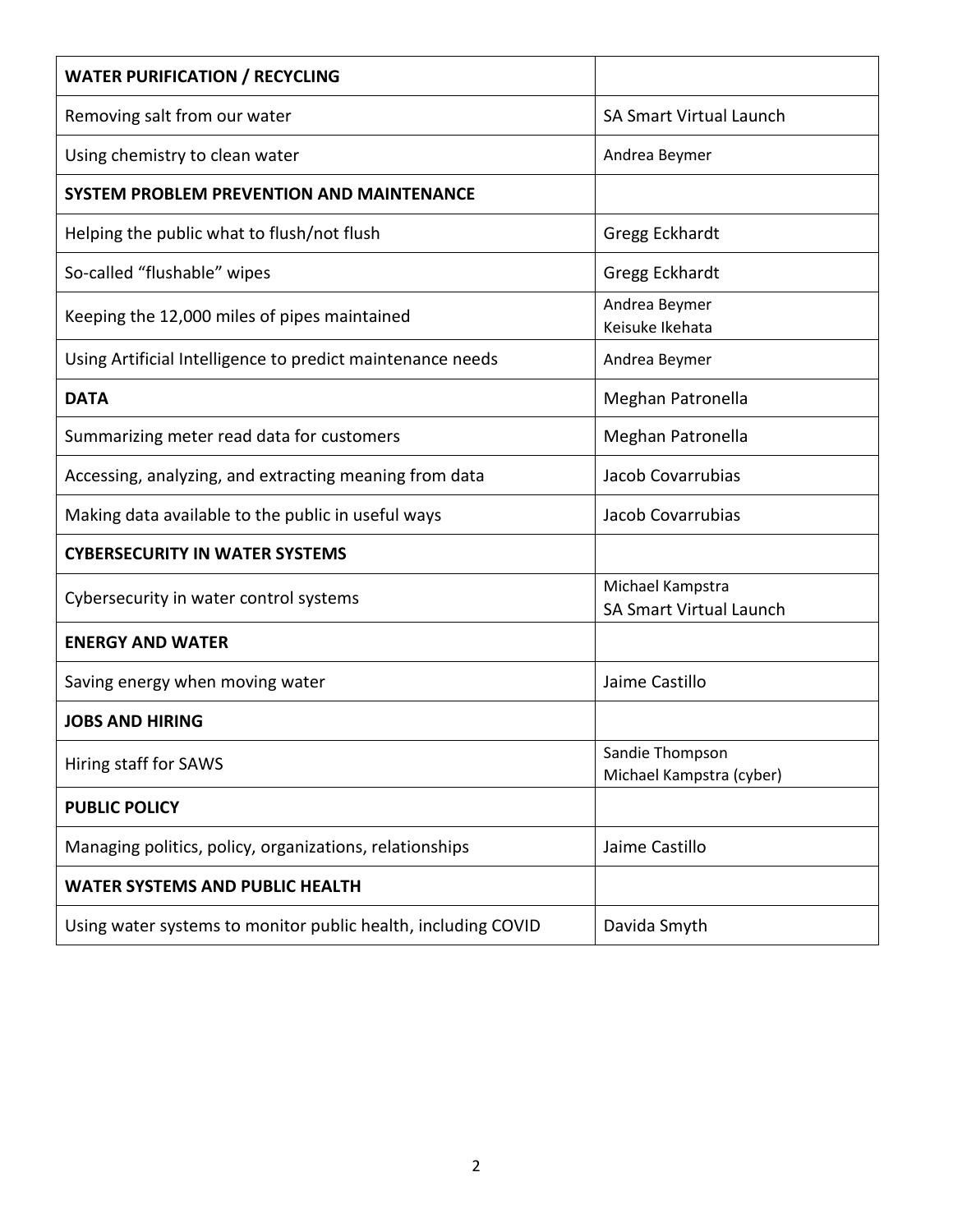| **WATER PURIFICATION / RECYCLING** | |
|---|---|
| Removing salt from our water | SA Smart Virtual Launch |
| Using chemistry to clean water | Andrea Beymer |
| **SYSTEM PROBLEM PREVENTION AND MAINTENANCE** | |
| Helping the public what to flush/not flush | Gregg Eckhardt |
| So-called “flushable” wipes | Gregg Eckhardt |
| Keeping the 12,000 miles of pipes maintained | Andrea Beymer<br>Keisuke Ikehata |
| Using Artificial Intelligence to predict maintenance needs | Andrea Beymer |
| **DATA** | Meghan Patronella |
| Summarizing meter read data for customers | Meghan Patronella |
| Accessing, analyzing, and extracting meaning from data | Jacob Covarrubias |
| Making data available to the public in useful ways | Jacob Covarrubias |
| **CYBERSECURITY IN WATER SYSTEMS** | |
| Cybersecurity in water control systems | Michael Kampstra<br>SA Smart Virtual Launch |
| **ENERGY AND WATER** | |
| Saving energy when moving water | Jaime Castillo |
| **JOBS AND HIRING** | |
| Hiring staff for SAWS | Sandie Thompson<br>Michael Kampstra (cyber) |
| **PUBLIC POLICY** | |
| Managing politics, policy, organizations, relationships | Jaime Castillo |
| **WATER SYSTEMS AND PUBLIC HEALTH** | |
| Using water systems to monitor public health, including COVID | Davida Smyth |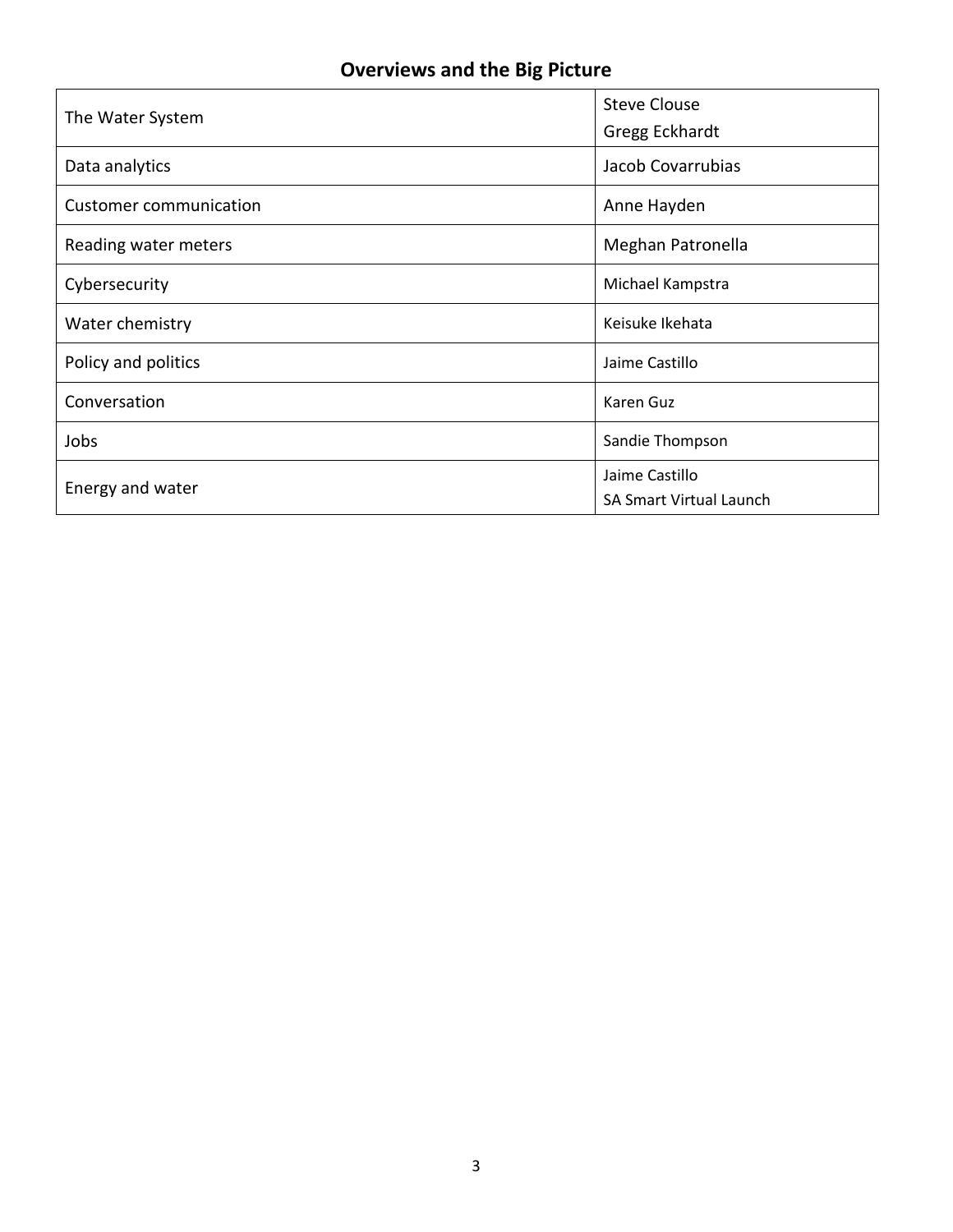## Overviews and the Big Picture

| | |
|---|---|
| The Water System | Steve Clouse<br>Gregg Eckhardt |
| Data analytics | Jacob Covarrubias |
| Customer communication | Anne Hayden |
| Reading water meters | Meghan Patronella |
| Cybersecurity | Michael Kampstra |
| Water chemistry | Keisuke Ikehata |
| Policy and politics | Jaime Castillo |
| Conversation | Karen Guz |
| Jobs | Sandie Thompson |
| Energy and water | Jaime Castillo<br>SA Smart Virtual Launch |